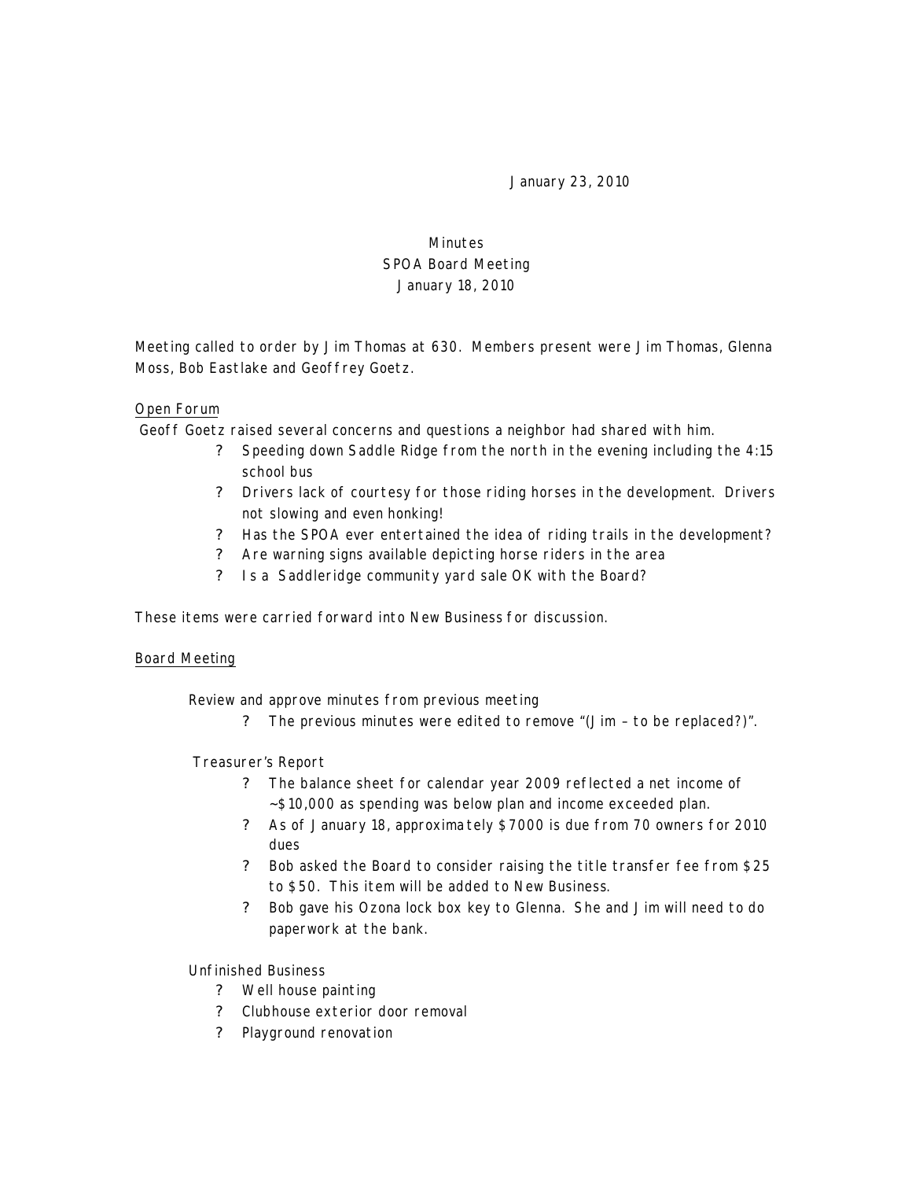January 23, 2010

Minutes
SPOA Board Meeting
January 18, 2010

Meeting called to order by Jim Thomas at 630. Members present were Jim Thomas, Glenna Moss, Bob Eastlake and Geoffrey Goetz.

Open Forum

Geoff Goetz raised several concerns and questions a neighbor had shared with him.

- Speeding down Saddle Ridge from the north in the evening including the 4:15 school bus
- Drivers lack of courtesy for those riding horses in the development. Drivers not slowing and even honking!
- Has the SPOA ever entertained the idea of riding trails in the development?
- Are warning signs available depicting horse riders in the area
- Is a Saddleridge community yard sale OK with the Board?

These items were carried forward into New Business for discussion.

Board Meeting

Review and approve minutes from previous meeting

- The previous minutes were edited to remove "(Jim – to be replaced?)".

Treasurer's Report

- The balance sheet for calendar year 2009 reflected a net income of ~$10,000 as spending was below plan and income exceeded plan.
- As of January 18, approximately $7000 is due from 70 owners for 2010 dues
- Bob asked the Board to consider raising the title transfer fee from $25 to $50. This item will be added to New Business.
- Bob gave his Ozona lock box key to Glenna. She and Jim will need to do paperwork at the bank.

Unfinished Business

- Well house painting
- Clubhouse exterior door removal
- Playground renovation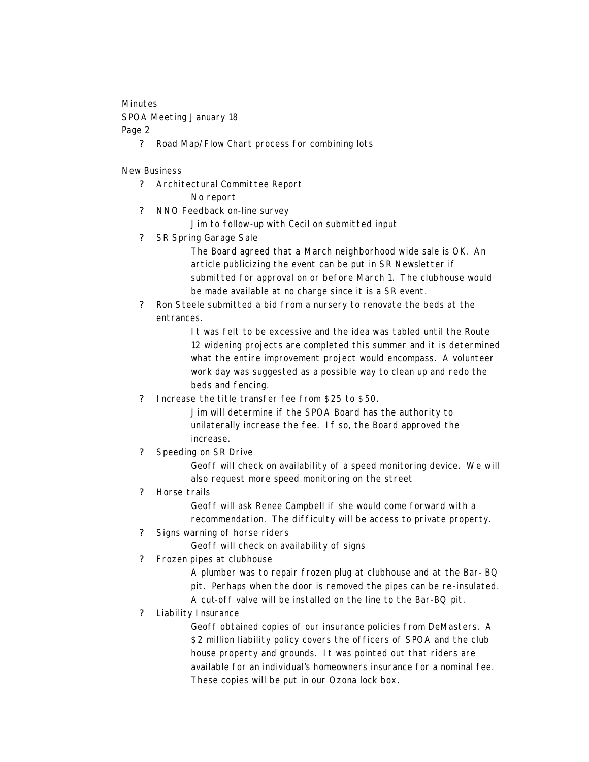Minutes
SPOA Meeting January 18
Page 2

- Road Map/Flow Chart process for combining lots

New Business

- Architectural Committee Report
  - No report
- NNO Feedback on-line survey
  - Jim to follow-up with Cecil on submitted input
- SR Spring Garage Sale
  - The Board agreed that a March neighborhood wide sale is OK. An article publicizing the event can be put in SR Newsletter if submitted for approval on or before March 1. The clubhouse would be made available at no charge since it is a SR event.
- Ron Steele submitted a bid from a nursery to renovate the beds at the entrances.
  - It was felt to be excessive and the idea was tabled until the Route 12 widening projects are completed this summer and it is determined what the entire improvement project would encompass. A volunteer work day was suggested as a possible way to clean up and redo the beds and fencing.
- Increase the title transfer fee from $25 to $50.
  - Jim will determine if the SPOA Board has the authority to unilaterally increase the fee. If so, the Board approved the increase.
- Speeding on SR Drive
  - Geoff will check on availability of a speed monitoring device. We will also request more speed monitoring on the street
- Horse trails
  - Geoff will ask Renee Campbell if she would come forward with a recommendation. The difficulty will be access to private property.
- Signs warning of horse riders
  - Geoff will check on availability of signs
- Frozen pipes at clubhouse
  - A plumber was to repair frozen plug at clubhouse and at the Bar- BQ pit. Perhaps when the door is removed the pipes can be re-insulated. A cut-off valve will be installed on the line to the Bar-BQ pit.
- Liability Insurance
  - Geoff obtained copies of our insurance policies from DeMasters. A $2 million liability policy covers the officers of SPOA and the club house property and grounds. It was pointed out that riders are available for an individual's homeowners insurance for a nominal fee. These copies will be put in our Ozona lock box.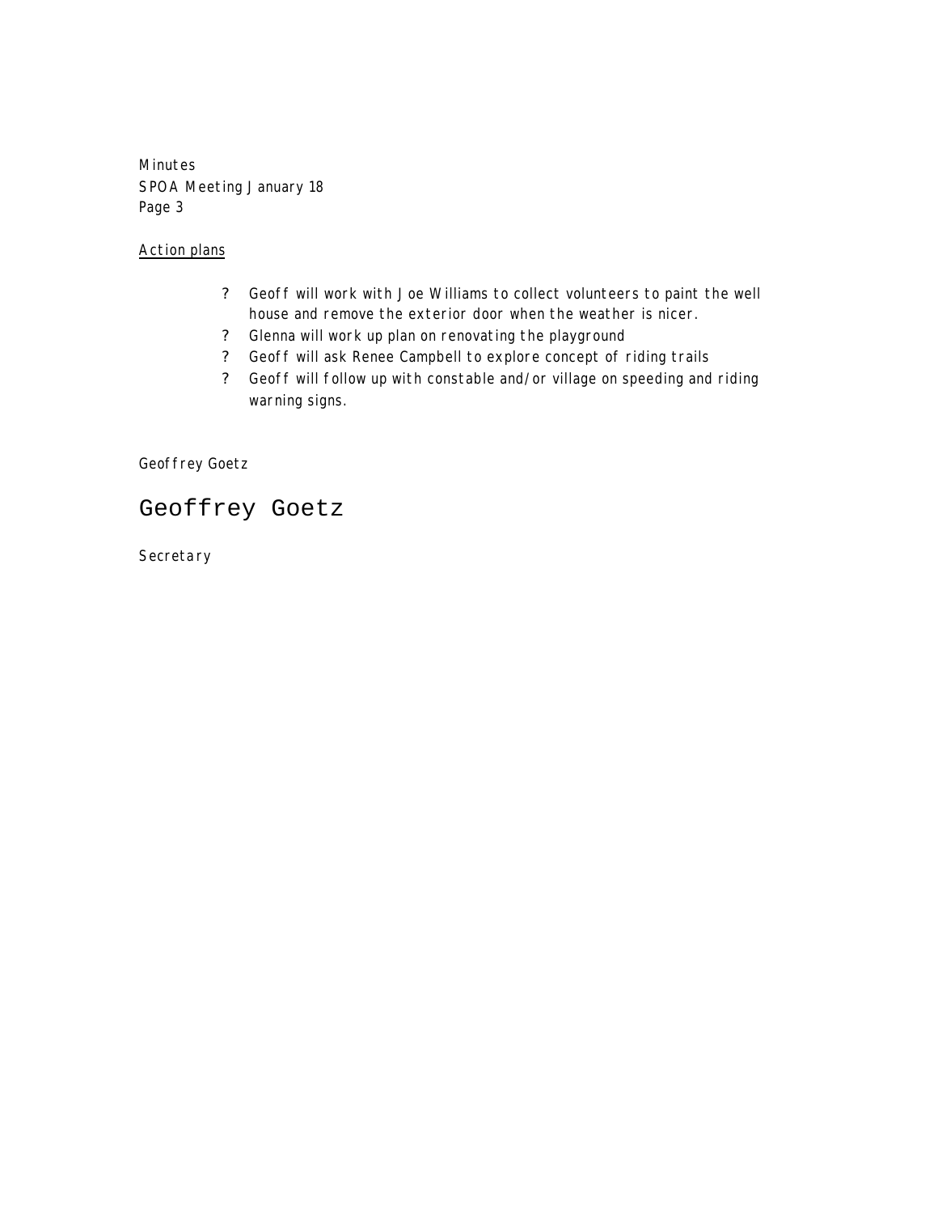Minutes
SPOA Meeting January 18
Page 3

Action plans

- Geoff will work with Joe Williams to collect volunteers to paint the well house and remove the exterior door when the weather is nicer.
- Glenna will work up plan on renovating the playground
- Geoff will ask Renee Campbell to explore concept of riding trails
- Geoff will follow up with constable and/or village on speeding and riding warning signs.

Geoffrey Goetz

Geoffrey Goetz

Secretary